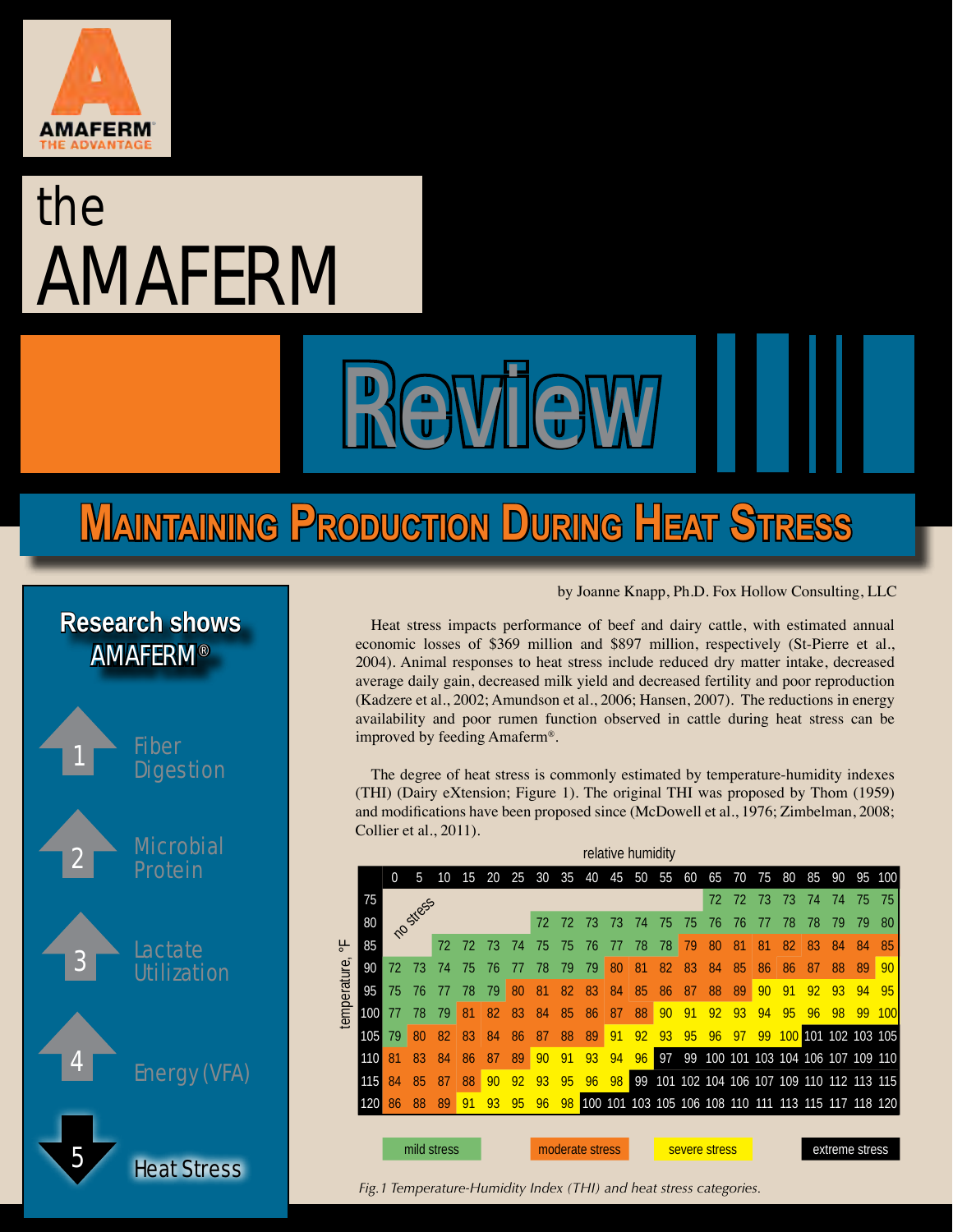# the AMAFERM Review

## Maintaining Production During Heat Stress

**Research shows AMAFERM®**

1. Fiber Digestion
2. Microbial Protein
3. Lactate Utilization
4. Energy (VFA)
5. Heat Stress

by Joanne Knapp, Ph.D. Fox Hollow Consulting, LLC

Heat stress impacts performance of beef and dairy cattle, with estimated annual economic losses of $369 million and $897 million, respectively (St-Pierre et al., 2004). Animal responses to heat stress include reduced dry matter intake, decreased average daily gain, decreased milk yield and decreased fertility and poor reproduction (Kadzere et al., 2002; Amundson et al., 2006; Hansen, 2007). The reductions in energy availability and poor rumen function observed in cattle during heat stress can be improved by feeding Amaferm®.

The degree of heat stress is commonly estimated by temperature-humidity indexes (THI) (Dairy eXtension; Figure 1). The original THI was proposed by Thom (1959) and modifications have been proposed since (McDowell et al., 1976; Zimbelman, 2008; Collier et al., 2011).

| temperature, °F \ relative humidity | 0 | 5 | 10 | 15 | 20 | 25 | 30 | 35 | 40 | 45 | 50 | 55 | 60 | 65 | 70 | 75 | 80 | 85 | 90 | 95 | 100 |
|---|---|---|---|---|---|---|---|---|---|---|---|---|---|---|---|---|---|---|---|---|---|
| 75 | | | | | | | | | | | | | | 72 | 72 | 73 | 73 | 74 | 74 | 75 | 75 |
| 80 | | no stress | | | | | 72 | 72 | 73 | 73 | 74 | 75 | 75 | 76 | 76 | 77 | 78 | 78 | 79 | 79 | 80 |
| 85 | | | 72 | 72 | 73 | 74 | 75 | 75 | 76 | 77 | 78 | 78 | 79 | 80 | 81 | 81 | 82 | 83 | 84 | 84 | 85 |
| 90 | 72 | 73 | 74 | 75 | 76 | 77 | 78 | 79 | 79 | 80 | 81 | 82 | 83 | 84 | 85 | 86 | 86 | 87 | 88 | 89 | 90 |
| 95 | 75 | 76 | 77 | 78 | 79 | 80 | 81 | 82 | 83 | 84 | 85 | 86 | 87 | 88 | 89 | 90 | 91 | 92 | 93 | 94 | 95 |
| 100 | 77 | 78 | 79 | 81 | 82 | 83 | 84 | 85 | 86 | 87 | 88 | 90 | 91 | 92 | 93 | 94 | 95 | 96 | 98 | 99 | 100 |
| 105 | 79 | 80 | 82 | 83 | 84 | 86 | 87 | 88 | 89 | 91 | 92 | 93 | 95 | 96 | 97 | 99 | 100 | 101 | 102 | 103 | 105 |
| 110 | 81 | 83 | 84 | 86 | 87 | 89 | 90 | 91 | 93 | 94 | 96 | 97 | 99 | 100 | 101 | 103 | 104 | 106 | 107 | 109 | 110 |
| 115 | 84 | 85 | 87 | 88 | 90 | 92 | 93 | 95 | 96 | 98 | 99 | 101 | 102 | 104 | 106 | 107 | 109 | 110 | 112 | 113 | 115 |
| 120 | 86 | 88 | 89 | 91 | 93 | 95 | 96 | 98 | 100 | 101 | 103 | 105 | 106 | 108 | 110 | 111 | 113 | 115 | 117 | 118 | 120 |

mild stress | moderate stress | severe stress | extreme stress

*Fig.1 Temperature-Humidity Index (THI) and heat stress categories.*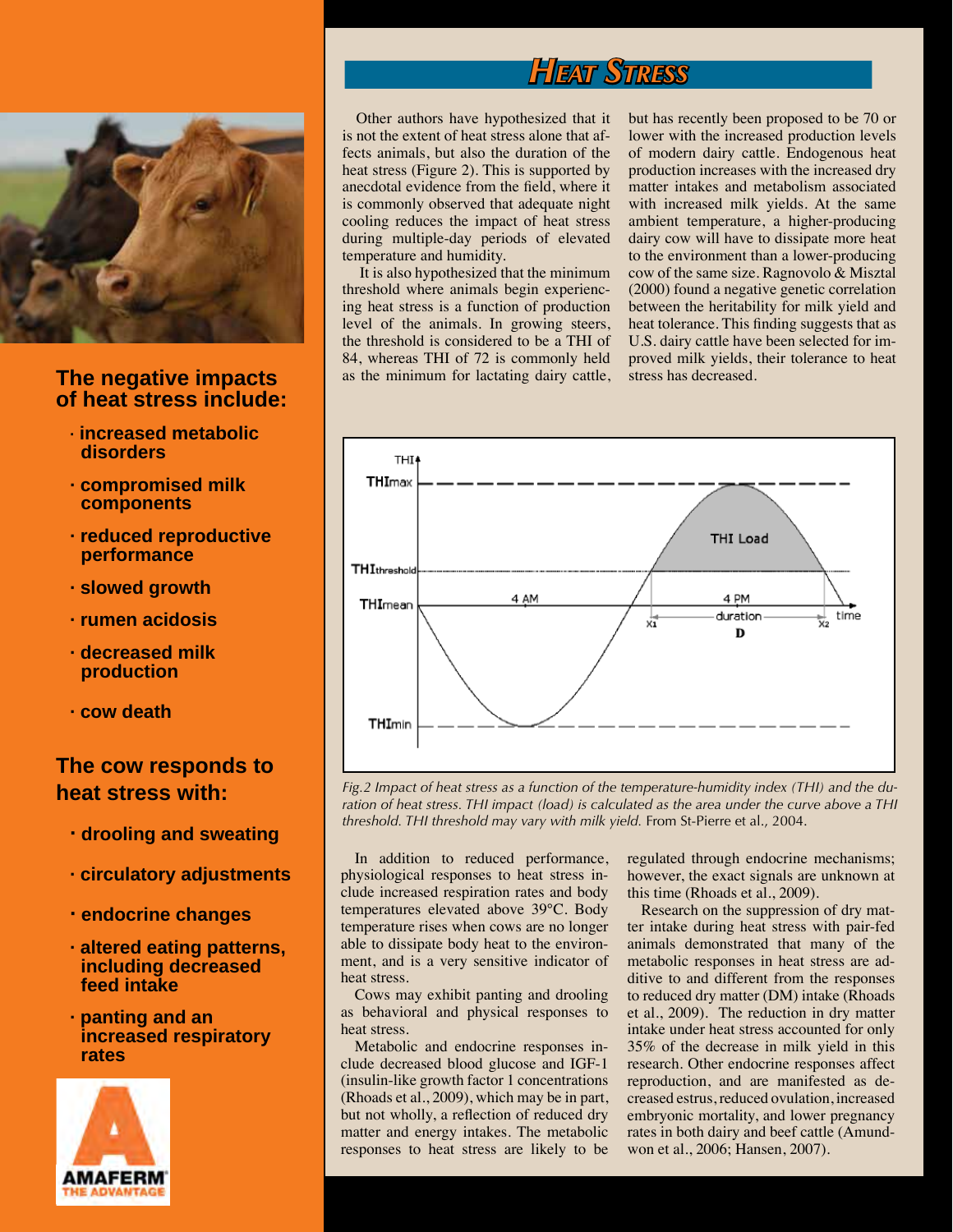## The negative impacts of heat stress include:

- increased metabolic disorders
- compromised milk components
- reduced reproductive performance
- slowed growth
- rumen acidosis
- decreased milk production
- cow death

## The cow responds to heat stress with:

- drooling and sweating
- circulatory adjustments
- endocrine changes
- altered eating patterns, including decreased feed intake
- panting and an increased respiratory rates

# Heat Stress

Other authors have hypothesized that it is not the extent of heat stress alone that affects animals, but also the duration of the heat stress (Figure 2). This is supported by anecdotal evidence from the field, where it is commonly observed that adequate night cooling reduces the impact of heat stress during multiple-day periods of elevated temperature and humidity.

It is also hypothesized that the minimum threshold where animals begin experiencing heat stress is a function of production level of the animals. In growing steers, the threshold is considered to be a THI of 84, whereas THI of 72 is commonly held as the minimum for lactating dairy cattle, but has recently been proposed to be 70 or lower with the increased production levels of modern dairy cattle. Endogenous heat production increases with the increased dry matter intakes and metabolism associated with increased milk yields. At the same ambient temperature, a higher-producing dairy cow will have to dissipate more heat to the environment than a lower-producing cow of the same size. Ragnovolo & Misztal (2000) found a negative genetic correlation between the heritability for milk yield and heat tolerance. This finding suggests that as U.S. dairy cattle have been selected for improved milk yields, their tolerance to heat stress has decreased.

*Fig.2 Impact of heat stress as a function of the temperature-humidity index (THI) and the duration of heat stress. THI impact (load) is calculated as the area under the curve above a THI threshold. THI threshold may vary with milk yield.* From St-Pierre et al., 2004.

In addition to reduced performance, physiological responses to heat stress include increased respiration rates and body temperatures elevated above 39°C. Body temperature rises when cows are no longer able to dissipate body heat to the environment, and is a very sensitive indicator of heat stress.

Cows may exhibit panting and drooling as behavioral and physical responses to heat stress.

Metabolic and endocrine responses include decreased blood glucose and IGF-1 (insulin-like growth factor 1 concentrations (Rhoads et al., 2009), which may be in part, but not wholly, a reflection of reduced dry matter and energy intakes. The metabolic responses to heat stress are likely to be regulated through endocrine mechanisms; however, the exact signals are unknown at this time (Rhoads et al., 2009).

Research on the suppression of dry matter intake during heat stress with pair-fed animals demonstrated that many of the metabolic responses in heat stress are additive to and different from the responses to reduced dry matter (DM) intake (Rhoads et al., 2009). The reduction in dry matter intake under heat stress accounted for only 35% of the decrease in milk yield in this research. Other endocrine responses affect reproduction, and are manifested as decreased estrus, reduced ovulation, increased embryonic mortality, and lower pregnancy rates in both dairy and beef cattle (Amundson et al., 2006; Hansen, 2007).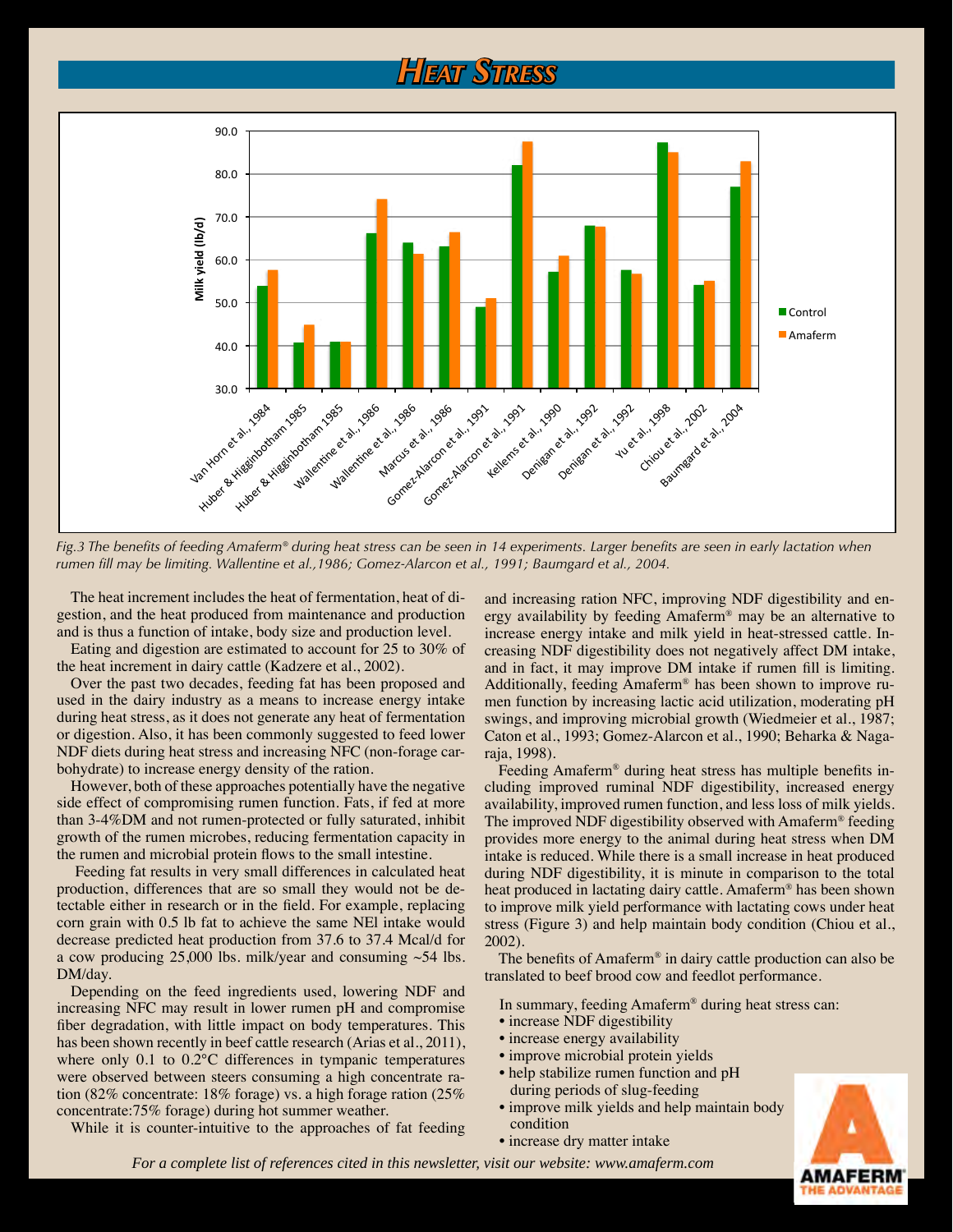# Heat Stress

*Fig.3 The benefits of feeding Amaferm® during heat stress can be seen in 14 experiments. Larger benefits are seen in early lactation when rumen fill may be limiting. Wallentine et al.,1986; Gomez-Alarcon et al., 1991; Baumgard et al., 2004.*

The heat increment includes the heat of fermentation, heat of digestion, and the heat produced from maintenance and production and is thus a function of intake, body size and production level.

Eating and digestion are estimated to account for 25 to 30% of the heat increment in dairy cattle (Kadzere et al., 2002).

Over the past two decades, feeding fat has been proposed and used in the dairy industry as a means to increase energy intake during heat stress, as it does not generate any heat of fermentation or digestion. Also, it has been commonly suggested to feed lower NDF diets during heat stress and increasing NFC (non-forage carbohydrate) to increase energy density of the ration.

However, both of these approaches potentially have the negative side effect of compromising rumen function. Fats, if fed at more than 3-4%DM and not rumen-protected or fully saturated, inhibit growth of the rumen microbes, reducing fermentation capacity in the rumen and microbial protein flows to the small intestine.

Feeding fat results in very small differences in calculated heat production, differences that are so small they would not be detectable either in research or in the field. For example, replacing corn grain with 0.5 lb fat to achieve the same NEl intake would decrease predicted heat production from 37.6 to 37.4 Mcal/d for a cow producing 25,000 lbs. milk/year and consuming ~54 lbs. DM/day.

Depending on the feed ingredients used, lowering NDF and increasing NFC may result in lower rumen pH and compromise fiber degradation, with little impact on body temperatures. This has been shown recently in beef cattle research (Arias et al., 2011), where only 0.1 to 0.2°C differences in tympanic temperatures were observed between steers consuming a high concentrate ration (82% concentrate: 18% forage) vs. a high forage ration (25% concentrate:75% forage) during hot summer weather.

While it is counter-intuitive to the approaches of fat feeding and increasing ration NFC, improving NDF digestibility and energy availability by feeding Amaferm® may be an alternative to increase energy intake and milk yield in heat-stressed cattle. Increasing NDF digestibility does not negatively affect DM intake, and in fact, it may improve DM intake if rumen fill is limiting. Additionally, feeding Amaferm® has been shown to improve rumen function by increasing lactic acid utilization, moderating pH swings, and improving microbial growth (Wiedmeier et al., 1987; Caton et al., 1993; Gomez-Alarcon et al., 1990; Beharka & Nagaraja, 1998).

Feeding Amaferm® during heat stress has multiple benefits including improved ruminal NDF digestibility, increased energy availability, improved rumen function, and less loss of milk yields. The improved NDF digestibility observed with Amaferm® feeding provides more energy to the animal during heat stress when DM intake is reduced. While there is a small increase in heat produced during NDF digestibility, it is minute in comparison to the total heat produced in lactating dairy cattle. Amaferm® has been shown to improve milk yield performance with lactating cows under heat stress (Figure 3) and help maintain body condition (Chiou et al., 2002).

The benefits of Amaferm® in dairy cattle production can also be translated to beef brood cow and feedlot performance.

In summary, feeding Amaferm® during heat stress can:

- increase NDF digestibility
- increase energy availability
- improve microbial protein yields
- help stabilize rumen function and pH during periods of slug-feeding
- improve milk yields and help maintain body condition
- increase dry matter intake

*For a complete list of references cited in this newsletter, visit our website: www.amaferm.com*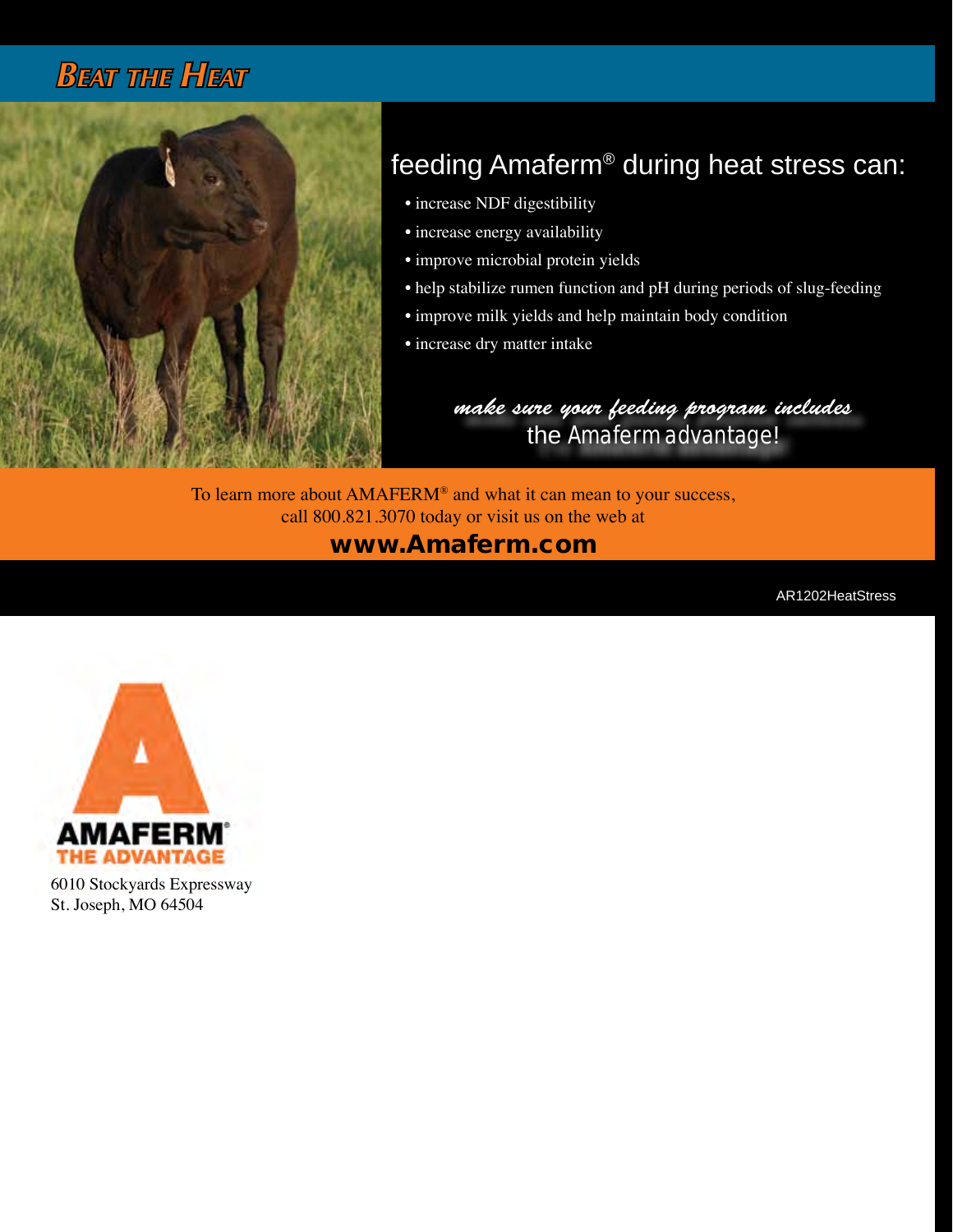# Beat the Heat

## feeding Amaferm® during heat stress can:

- increase NDF digestibility
- increase energy availability
- improve microbial protein yields
- help stabilize rumen function and pH during periods of slug-feeding
- improve milk yields and help maintain body condition
- increase dry matter intake

*make sure your feeding program includes*
the Amaferm advantage!

To learn more about AMAFERM® and what it can mean to your success, call 800.821.3070 today or visit us on the web at

**www.Amaferm.com**

AR1202HeatStress

**AMAFERM®**
**THE ADVANTAGE**

6010 Stockyards Expressway
St. Joseph, MO 64504